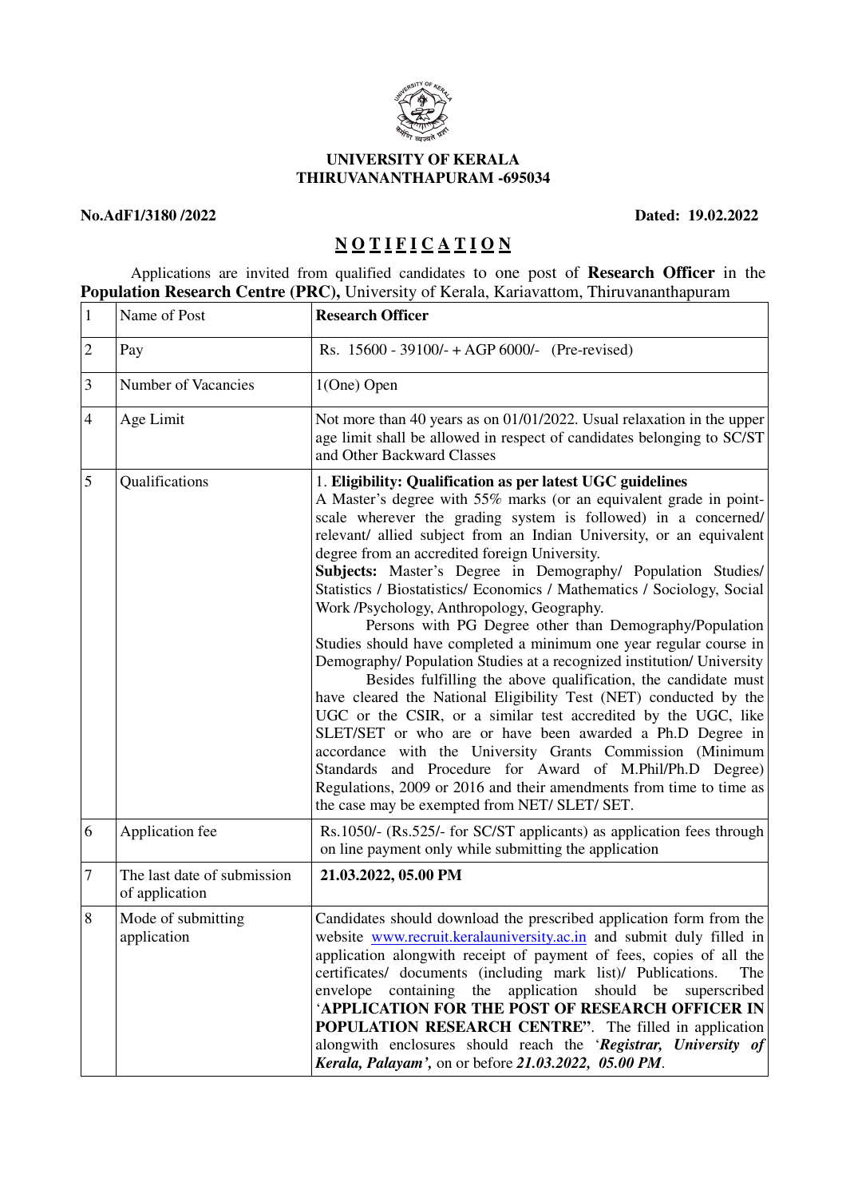**UNIVERSITY OF KERALA**
**THIRUVANANTHAPURAM -695034**

**No.AdF1/3180 /2022** **Dated: 19.02.2022**

# NOTIFICATION

Applications are invited from qualified candidates to one post of **Research Officer** in the **Population Research Centre (PRC),** University of Kerala, Kariavattom, Thiruvananthapuram

| | | |
|---|---|---|
| 1 | Name of Post | **Research Officer** |
| 2 | Pay | Rs. 15600 - 39100/- + AGP 6000/- (Pre-revised) |
| 3 | Number of Vacancies | 1(One) Open |
| 4 | Age Limit | Not more than 40 years as on 01/01/2022. Usual relaxation in the upper age limit shall be allowed in respect of candidates belonging to SC/ST and Other Backward Classes |
| 5 | Qualifications | 1. **Eligibility: Qualification as per latest UGC guidelines** A Master's degree with 55% marks (or an equivalent grade in point-scale wherever the grading system is followed) in a concerned/ relevant/ allied subject from an Indian University, or an equivalent degree from an accredited foreign University. **Subjects:** Master's Degree in Demography/ Population Studies/ Statistics / Biostatistics/ Economics / Mathematics / Sociology, Social Work /Psychology, Anthropology, Geography. Persons with PG Degree other than Demography/Population Studies should have completed a minimum one year regular course in Demography/ Population Studies at a recognized institution/ University Besides fulfilling the above qualification, the candidate must have cleared the National Eligibility Test (NET) conducted by the UGC or the CSIR, or a similar test accredited by the UGC, like SLET/SET or who are or have been awarded a Ph.D Degree in accordance with the University Grants Commission (Minimum Standards and Procedure for Award of M.Phil/Ph.D Degree) Regulations, 2009 or 2016 and their amendments from time to time as the case may be exempted from NET/ SLET/ SET. |
| 6 | Application fee | Rs.1050/- (Rs.525/- for SC/ST applicants) as application fees through on line payment only while submitting the application |
| 7 | The last date of submission of application | **21.03.2022, 05.00 PM** |
| 8 | Mode of submitting application | Candidates should download the prescribed application form from the website www.recruit.keralauniversity.ac.in and submit duly filled in application alongwith receipt of payment of fees, copies of all the certificates/ documents (including mark list)/ Publications. The envelope containing the application should be superscribed '**APPLICATION FOR THE POST OF RESEARCH OFFICER IN POPULATION RESEARCH CENTRE"**. The filled in application alongwith enclosures should reach the '***Registrar, University of Kerala, Palayam'***, on or before ***21.03.2022, 05.00 PM***. |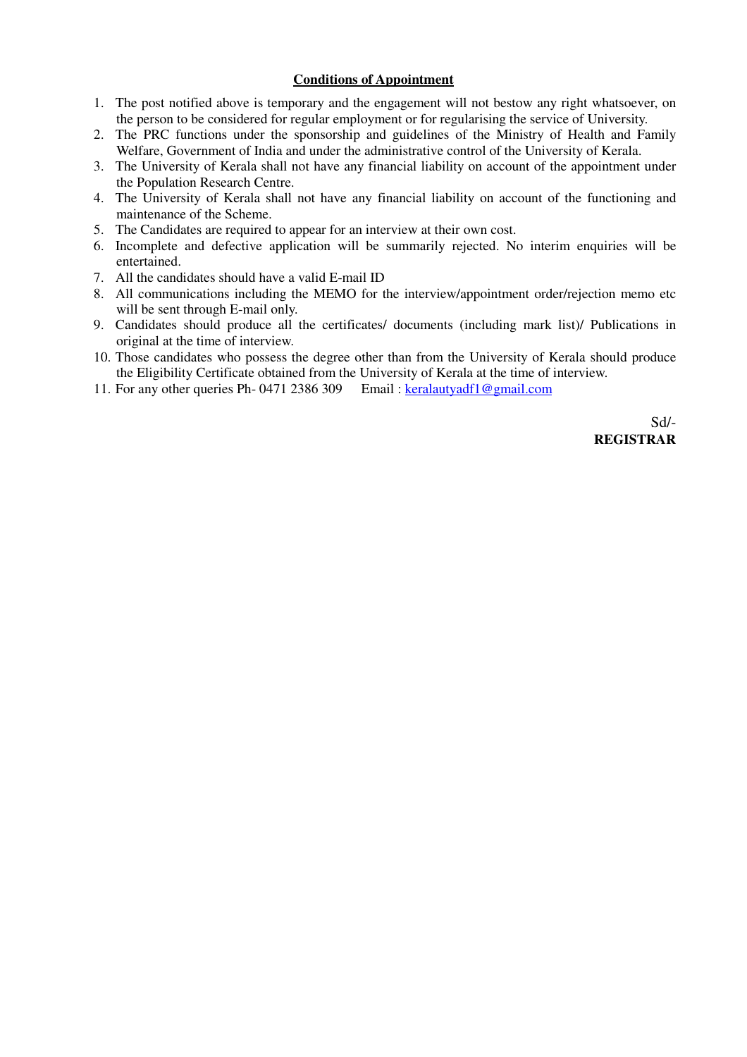**Conditions of Appointment**

1. The post notified above is temporary and the engagement will not bestow any right whatsoever, on the person to be considered for regular employment or for regularising the service of University.
2. The PRC functions under the sponsorship and guidelines of the Ministry of Health and Family Welfare, Government of India and under the administrative control of the University of Kerala.
3. The University of Kerala shall not have any financial liability on account of the appointment under the Population Research Centre.
4. The University of Kerala shall not have any financial liability on account of the functioning and maintenance of the Scheme.
5. The Candidates are required to appear for an interview at their own cost.
6. Incomplete and defective application will be summarily rejected. No interim enquiries will be entertained.
7. All the candidates should have a valid E-mail ID
8. All communications including the MEMO for the interview/appointment order/rejection memo etc will be sent through E-mail only.
9. Candidates should produce all the certificates/ documents (including mark list)/ Publications in original at the time of interview.
10. Those candidates who possess the degree other than from the University of Kerala should produce the Eligibility Certificate obtained from the University of Kerala at the time of interview.
11. For any other queries Ph- 0471 2386 309 Email : keralautyadf1@gmail.com

Sd/-
**REGISTRAR**